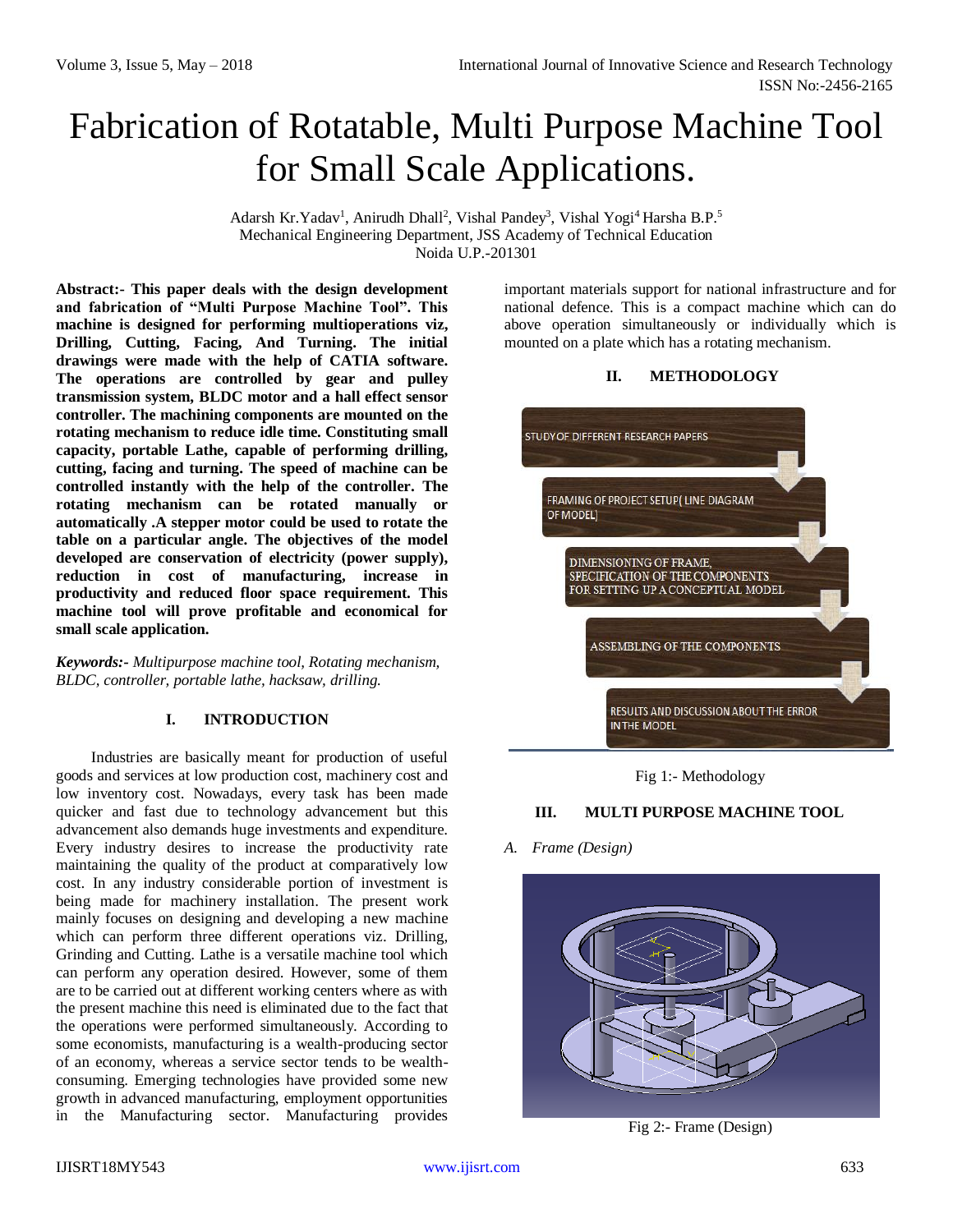# Fabrication of Rotatable, Multi Purpose Machine Tool for Small Scale Applications.

Adarsh Kr.Yadav[1], Anirudh Dhall[2], Vishal Pandey[3], Vishal Yogi[4] Harsha B.P.[5]
Mechanical Engineering Department, JSS Academy of Technical Education
Noida U.P.-201301

**Abstract:- This paper deals with the design development and fabrication of "Multi Purpose Machine Tool". This machine is designed for performing multioperations viz, Drilling, Cutting, Facing, And Turning. The initial drawings were made with the help of CATIA software. The operations are controlled by gear and pulley transmission system, BLDC motor and a hall effect sensor controller. The machining components are mounted on the rotating mechanism to reduce idle time. Constituting small capacity, portable Lathe, capable of performing drilling, cutting, facing and turning. The speed of machine can be controlled instantly with the help of the controller. The rotating mechanism can be rotated manually or automatically .A stepper motor could be used to rotate the table on a particular angle. The objectives of the model developed are conservation of electricity (power supply), reduction in cost of manufacturing, increase in productivity and reduced floor space requirement. This machine tool will prove profitable and economical for small scale application.**

***Keywords:-*** *Multipurpose machine tool, Rotating mechanism, BLDC, controller, portable lathe, hacksaw, drilling.*

## I. INTRODUCTION

Industries are basically meant for production of useful goods and services at low production cost, machinery cost and low inventory cost. Nowadays, every task has been made quicker and fast due to technology advancement but this advancement also demands huge investments and expenditure. Every industry desires to increase the productivity rate maintaining the quality of the product at comparatively low cost. In any industry considerable portion of investment is being made for machinery installation. The present work mainly focuses on designing and developing a new machine which can perform three different operations viz. Drilling, Grinding and Cutting. Lathe is a versatile machine tool which can perform any operation desired. However, some of them are to be carried out at different working centers where as with the present machine this need is eliminated due to the fact that the operations were performed simultaneously. According to some economists, manufacturing is a wealth-producing sector of an economy, whereas a service sector tends to be wealth-consuming. Emerging technologies have provided some new growth in advanced manufacturing, employment opportunities in the Manufacturing sector. Manufacturing provides important materials support for national infrastructure and for national defence. This is a compact machine which can do above operation simultaneously or individually which is mounted on a plate which has a rotating mechanism.

## II. METHODOLOGY

STUDY OF DIFFERENT RESEARCH PAPERS

FRAMING OF PROJECT SETUP( LINE DIAGRAM OF MODEL)

DIMENSIONING OF FRAME, SPECIFICATION OF THE COMPONENTS FOR SETTING UP A CONCEPTUAL MODEL

ASSEMBLING OF THE COMPONENTS

RESULTS AND DISCUSSION ABOUT THE ERROR IN THE MODEL

Fig 1:- Methodology

## III. MULTI PURPOSE MACHINE TOOL

### *A. Frame (Design)*

Fig 2:- Frame (Design)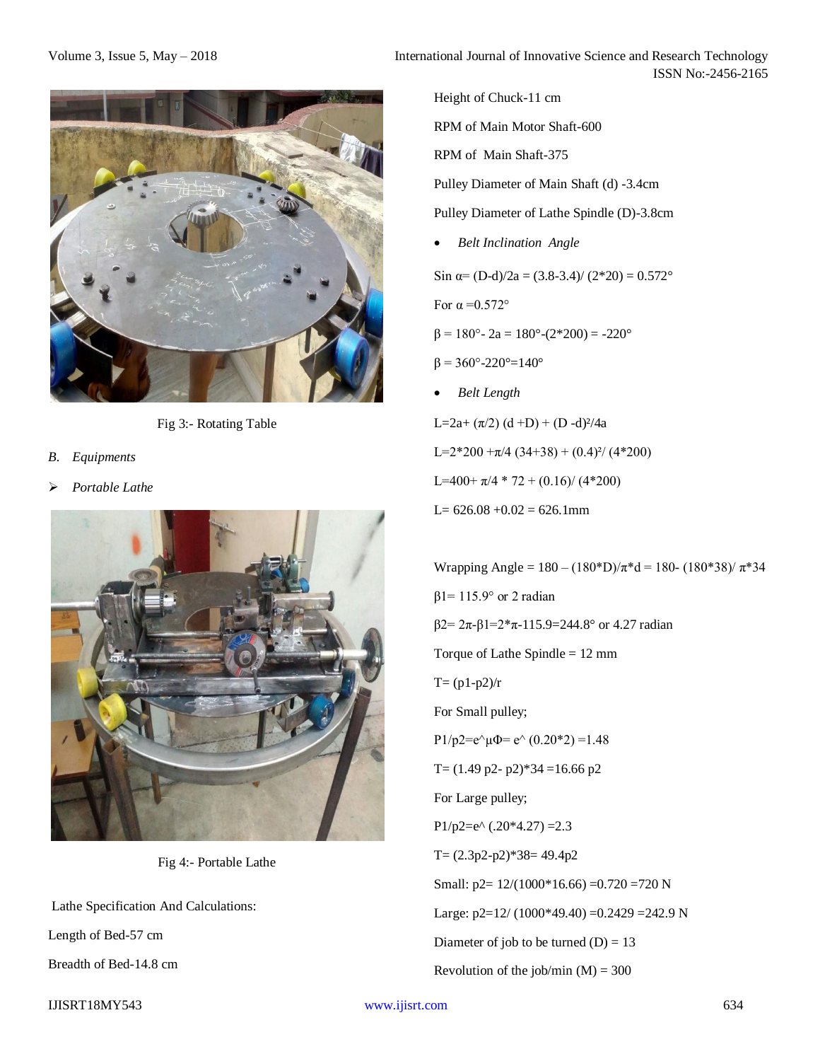Fig 3:- Rotating Table

*B. Equipments*

- *Portable Lathe*

Fig 4:- Portable Lathe

Lathe Specification And Calculations:

Length of Bed-57 cm

Breadth of Bed-14.8 cm

Height of Chuck-11 cm

RPM of Main Motor Shaft-600

RPM of Main Shaft-375

Pulley Diameter of Main Shaft (d) -3.4cm

Pulley Diameter of Lathe Spindle (D)-3.8cm

- *Belt Inclination Angle*

$\sin \alpha = (D-d)/2a = (3.8-3.4)/(2*20) = 0.572°$

For $\alpha = 0.572°$

$\beta = 180° - 2a = 180° - (2*200) = -220°$

$\beta = 360° - 220° = 140°$

- *Belt Length*

$L = 2a + (\pi/2)(d + D) + (D - d)^2/4a$

$L = 2*200 + \pi/4 (34+38) + (0.4)^2/(4*200)$

$L = 400 + \pi/4 * 72 + (0.16)/(4*200)$

$L = 626.08 + 0.02 = 626.1\text{mm}$

Wrapping Angle = $180 - (180*D)/\pi*d = 180 - (180*38)/\pi*34$

$\beta_1 = 115.9°$ or 2 radian

$\beta_2 = 2\pi - \beta_1 = 2*\pi - 115.9 = 244.8°$ or 4.27 radian

Torque of Lathe Spindle = 12 mm

$T = (p1 - p2)/r$

For Small pulley;

$P1/p2 = e^{\mu\Phi} = e^{(0.20*2)} = 1.48$

$T = (1.49\, p2 - p2)*34 = 16.66\, p2$

For Large pulley;

$P1/p2 = e^{(.20*4.27)} = 2.3$

$T = (2.3p2 - p2)*38 = 49.4p2$

Small: $p2 = 12/(1000*16.66) = 0.720 = 720$ N

Large: $p2 = 12/(1000*49.40) = 0.2429 = 242.9$ N

Diameter of job to be turned (D) = 13

Revolution of the job/min (M) = 300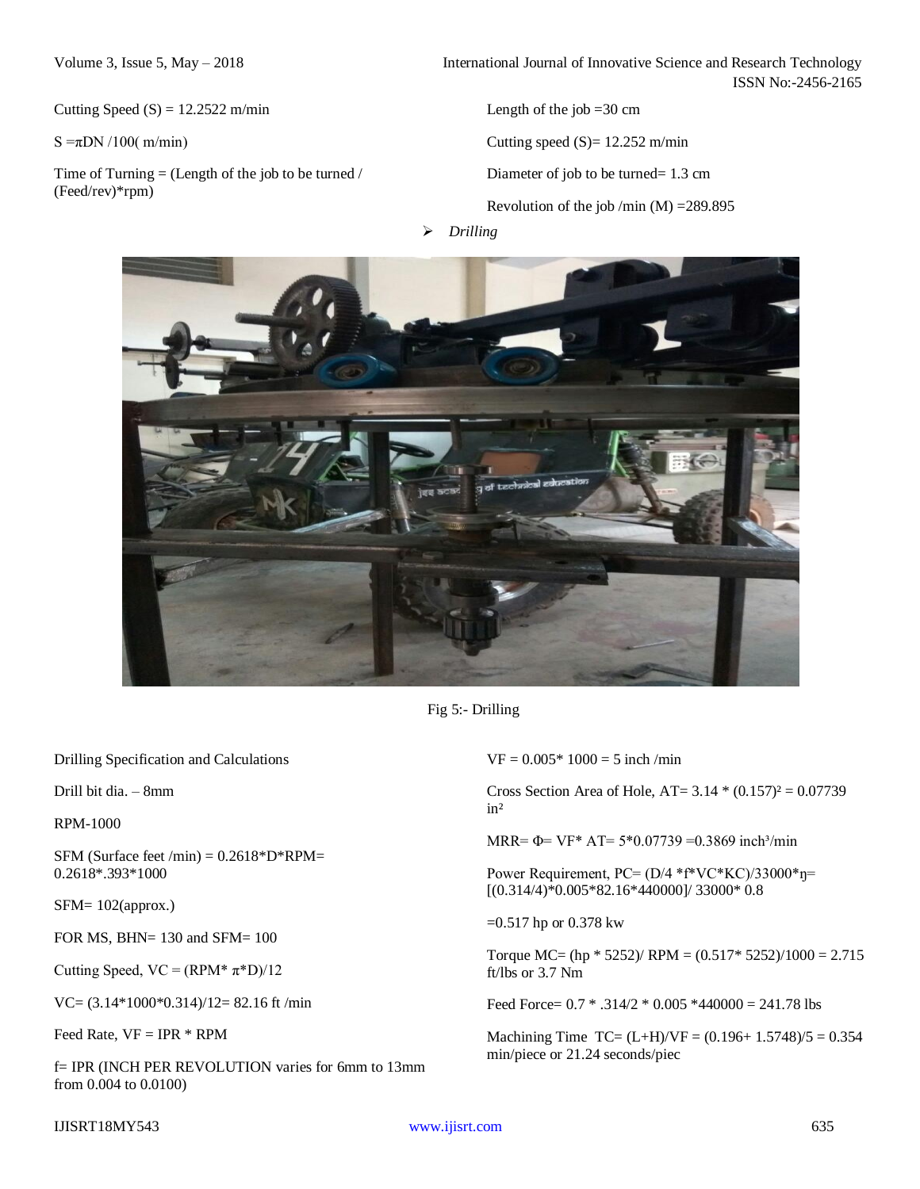Cutting Speed (S) = 12.2522 m/min

S =$\pi$DN /100( m/min)

Time of Turning = (Length of the job to be turned / (Feed/rev)*rpm)

Length of the job =30 cm

Cutting speed (S)= 12.252 m/min

Diameter of job to be turned= 1.3 cm

Revolution of the job /min (M) =289.895

- *Drilling*

Fig 5:- Drilling

Drilling Specification and Calculations

Drill bit dia. – 8mm

RPM-1000

SFM (Surface feet /min) = 0.2618*D*RPM= 0.2618*.393*1000

SFM= 102(approx.)

FOR MS, BHN= 130 and SFM= 100

Cutting Speed, VC = (RPM* $\pi$*D)/12

VC= (3.14*1000*0.314)/12= 82.16 ft /min

Feed Rate, VF = IPR * RPM

f= IPR (INCH PER REVOLUTION varies for 6mm to 13mm from 0.004 to 0.0100)

VF = 0.005* 1000 = 5 inch /min

Cross Section Area of Hole, AT= 3.14 * $(0.157)^2$ = 0.07739 $in^2$

MRR= Φ= VF* AT= 5*0.07739 =0.3869 $inch^3$/min

Power Requirement, PC= (D/4 *f*VC*KC)/33000*ŋ= [(0.314/4)*0.005*82.16*440000]/ 33000* 0.8

=0.517 hp or 0.378 kw

Torque MC= (hp * 5252)/ RPM = (0.517* 5252)/1000 = 2.715 ft/lbs or 3.7 Nm

Feed Force= 0.7 * .314/2 * 0.005 *440000 = 241.78 lbs

Machining Time TC= (L+H)/VF = (0.196+ 1.5748)/5 = 0.354 min/piece or 21.24 seconds/piec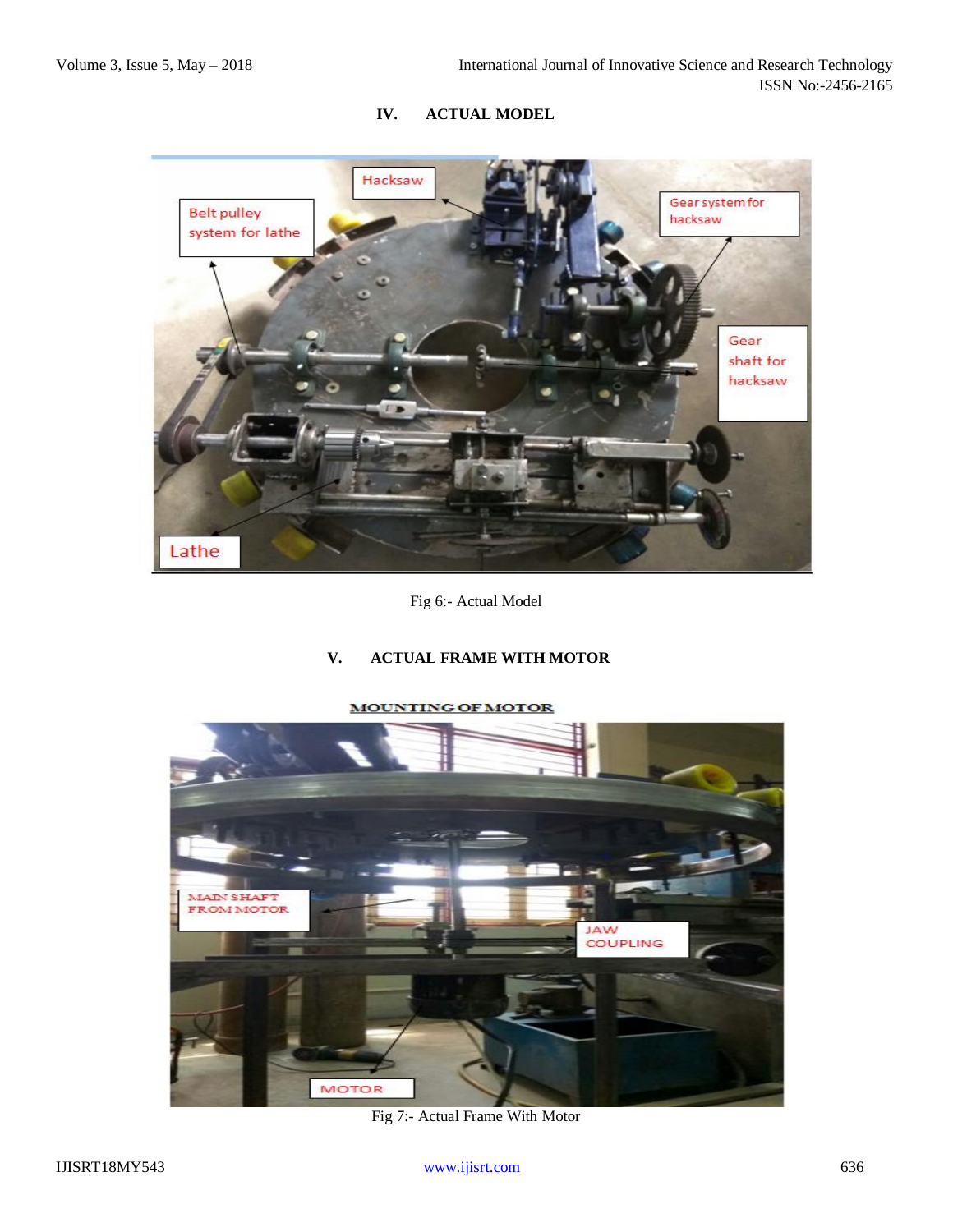## IV. ACTUAL MODEL

Fig 6:- Actual Model

## V. ACTUAL FRAME WITH MOTOR

Fig 7:- Actual Frame With Motor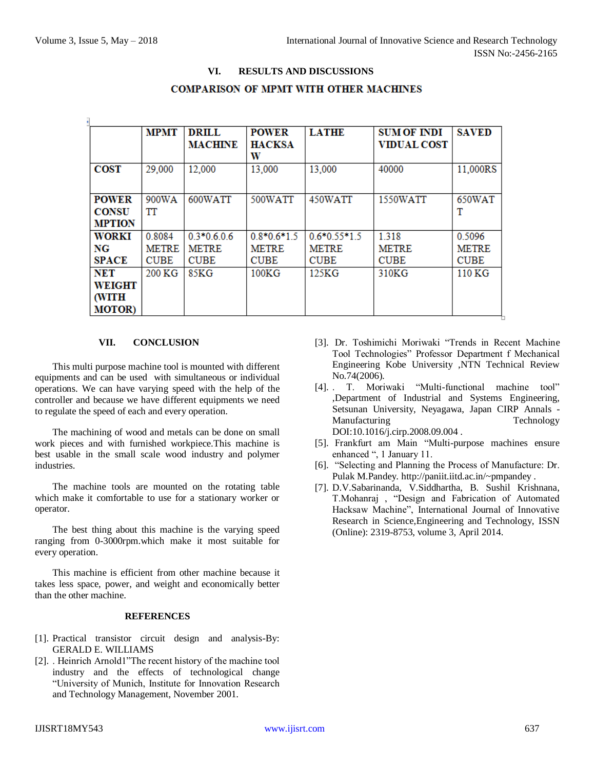## VI. RESULTS AND DISCUSSIONS

### COMPARISON OF MPMT WITH OTHER MACHINES

| | MPMT | DRILL MACHINE | POWER HACKSAW | LATHE | SUM OF INDIVIDUAL COST | SAVED |
|---|---|---|---|---|---|---|
| COST | 29,000 | 12,000 | 13,000 | 13,000 | 40000 | 11,000RS |
| POWER CONSUMPTION | 900WATT | 600WATT | 500WATT | 450WATT | 1550WATT | 650WATT |
| WORKING SPACE | 0.8084 METRE CUBE | 0.3*0.6.0.6 METRE CUBE | 0.8*0.6*1.5 METRE CUBE | 0.6*0.55*1.5 METRE CUBE | 1.318 METRE CUBE | 0.5096 METRE CUBE |
| NET WEIGHT (WITH MOTOR) | 200 KG | 85KG | 100KG | 125KG | 310KG | 110 KG |

## VII. CONCLUSION

This multi purpose machine tool is mounted with different equipments and can be used with simultaneous or individual operations. We can have varying speed with the help of the controller and because we have different equipments we need to regulate the speed of each and every operation.

The machining of wood and metals can be done on small work pieces and with furnished workpiece.This machine is best usable in the small scale wood industry and polymer industries.

The machine tools are mounted on the rotating table which make it comfortable to use for a stationary worker or operator.

The best thing about this machine is the varying speed ranging from 0-3000rpm.which make it most suitable for every operation.

This machine is efficient from other machine because it takes less space, power, and weight and economically better than the other machine.

## REFERENCES

[1]. Practical transistor circuit design and analysis-By: GERALD E. WILLIAMS

[2]. . Heinrich Arnold1"The recent history of the machine tool industry and the effects of technological change "University of Munich, Institute for Innovation Research and Technology Management, November 2001.

[3]. Dr. Toshimichi Moriwaki "Trends in Recent Machine Tool Technologies" Professor Department f Mechanical Engineering Kobe University ,NTN Technical Review No.74(2006).

[4]. . T. Moriwaki "Multi-functional machine tool" ,Department of Industrial and Systems Engineering, Setsunan University, Neyagawa, Japan CIRP Annals - Manufacturing Technology DOI:10.1016/j.cirp.2008.09.004 .

[5]. Frankfurt am Main "Multi-purpose machines ensure enhanced ", 1 January 11.

[6]. "Selecting and Planning the Process of Manufacture: Dr. Pulak M.Pandey. http://paniit.iitd.ac.in/~pmpandey .

[7]. D.V.Sabarinanda, V.Siddhartha, B. Sushil Krishnana, T.Mohanraj , "Design and Fabrication of Automated Hacksaw Machine", International Journal of Innovative Research in Science,Engineering and Technology, ISSN (Online): 2319-8753, volume 3, April 2014.